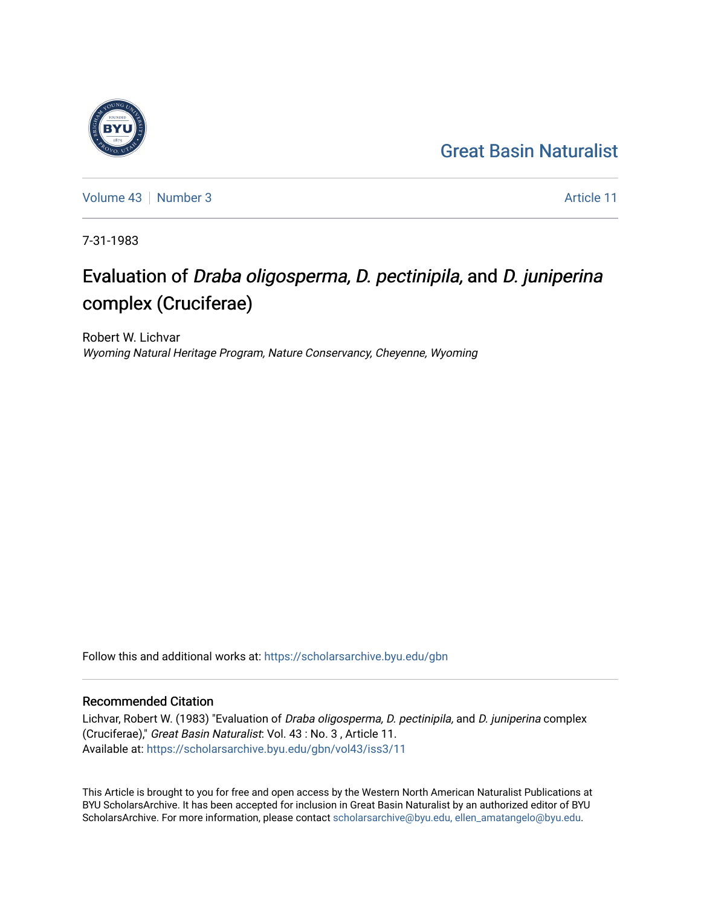Great Basin Naturalist

Volume 43 | Number 3 | Article 11

7-31-1983

# Evaluation of *Draba oligosperma, D. pectinipila,* and *D. juniperina* complex (Cruciferae)

Robert W. Lichvar
*Wyoming Natural Heritage Program, Nature Conservancy, Cheyenne, Wyoming*

Follow this and additional works at: https://scholarsarchive.byu.edu/gbn

## Recommended Citation

Lichvar, Robert W. (1983) "Evaluation of *Draba oligosperma, D. pectinipila,* and *D. juniperina* complex (Cruciferae)," *Great Basin Naturalist*: Vol. 43 : No. 3 , Article 11.
Available at: https://scholarsarchive.byu.edu/gbn/vol43/iss3/11

This Article is brought to you for free and open access by the Western North American Naturalist Publications at BYU ScholarsArchive. It has been accepted for inclusion in Great Basin Naturalist by an authorized editor of BYU ScholarsArchive. For more information, please contact scholarsarchive@byu.edu, ellen_amatangelo@byu.edu.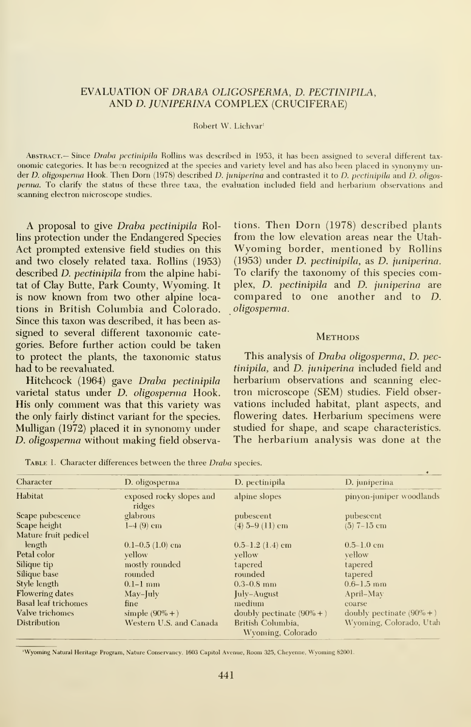# EVALUATION OF *DRABA OLIGOSPERMA*, *D. PECTINIPILA*, AND *D. JUNIPERINA* COMPLEX (CRUCIFERAE)

Robert W. Lichvar[1]

ABSTRACT.— Since *Draba pectinipila* Rollins was described in 1953, it has been assigned to several different taxonomic categories. It has been recognized at the species and variety level and has also been placed in synonymy under *D. oligosperma* Hook. Then Dorn (1978) described *D. juniperina* and contrasted it to *D. pectinipila* and *D. oligosperma*. To clarify the status of these three taxa, the evaluation included field and herbarium observations and scanning electron microscope studies.

A proposal to give *Draba pectinipila* Rollins protection under the Endangered Species Act prompted extensive field studies on this and two closely related taxa. Rollins (1953) described *D. pectinipila* from the alpine habitat of Clay Butte, Park County, Wyoming. It is now known from two other alpine locations in British Columbia and Colorado. Since this taxon was described, it has been assigned to several different taxonomic categories. Before further action could be taken to protect the plants, the taxonomic status had to be reevaluated.

Hitchcock (1964) gave *Draba pectinipila* varietal status under *D. oligosperma* Hook. His only comment was that this variety was the only fairly distinct variant for the species. Mulligan (1972) placed it in synonymy under *D. oligosperma* without making field observations. Then Dorn (1978) described plants from the low elevation areas near the Utah-Wyoming border, mentioned by Rollins (1953) under *D. pectinipila*, as *D. juniperina*. To clarify the taxonomy of this species complex, *D. pectinipila* and *D. juniperina* are compared to one another and to *D. oligosperma*.

## METHODS

This analysis of *Draba oligosperma*, *D. pectinipila*, and *D. juniperina* included field and herbarium observations and scanning electron microscope (SEM) studies. Field observations included habitat, plant aspects, and flowering dates. Herbarium specimens were studied for shape, and scape characteristics. The herbarium analysis was done at the

TABLE 1. Character differences between the three *Draba* species.

| Character | D. oligosperma | D. pectinipila | D. juniperina |
|---|---|---|---|
| Habitat | exposed rocky slopes and ridges | alpine slopes | pinyon-juniper woodlands |
| Scape pubescence | glabrous | pubescent | pubescent |
| Scape height | 1–4 (9) cm | (4) 5–9 (11) cm | (5) 7–15 cm |
| Mature fruit pedicel length | 0.1–0.5 (1.0) cm | 0.5–1.2 (1.4) cm | 0.5–1.0 cm |
| Petal color | yellow | yellow | yellow |
| Silique tip | mostly rounded | tapered | tapered |
| Silique base | rounded | rounded | tapered |
| Style length | 0.1–1 mm | 0.3–0.8 mm | 0.6–1.5 mm |
| Flowering dates | May–July | July–August | April–May |
| Basal leaf trichomes | fine | medium | coarse |
| Valve trichomes | simple (90%+) | doubly pectinate (90%+) | doubly pectinate (90%+) |
| Distribution | Western U.S. and Canada | British Columbia, Wyoming, Colorado | Wyoming, Colorado, Utah |

[1]Wyoming Natural Heritage Program, Nature Conservancy, 1603 Capitol Avenue, Room 325, Cheyenne, Wyoming 82001.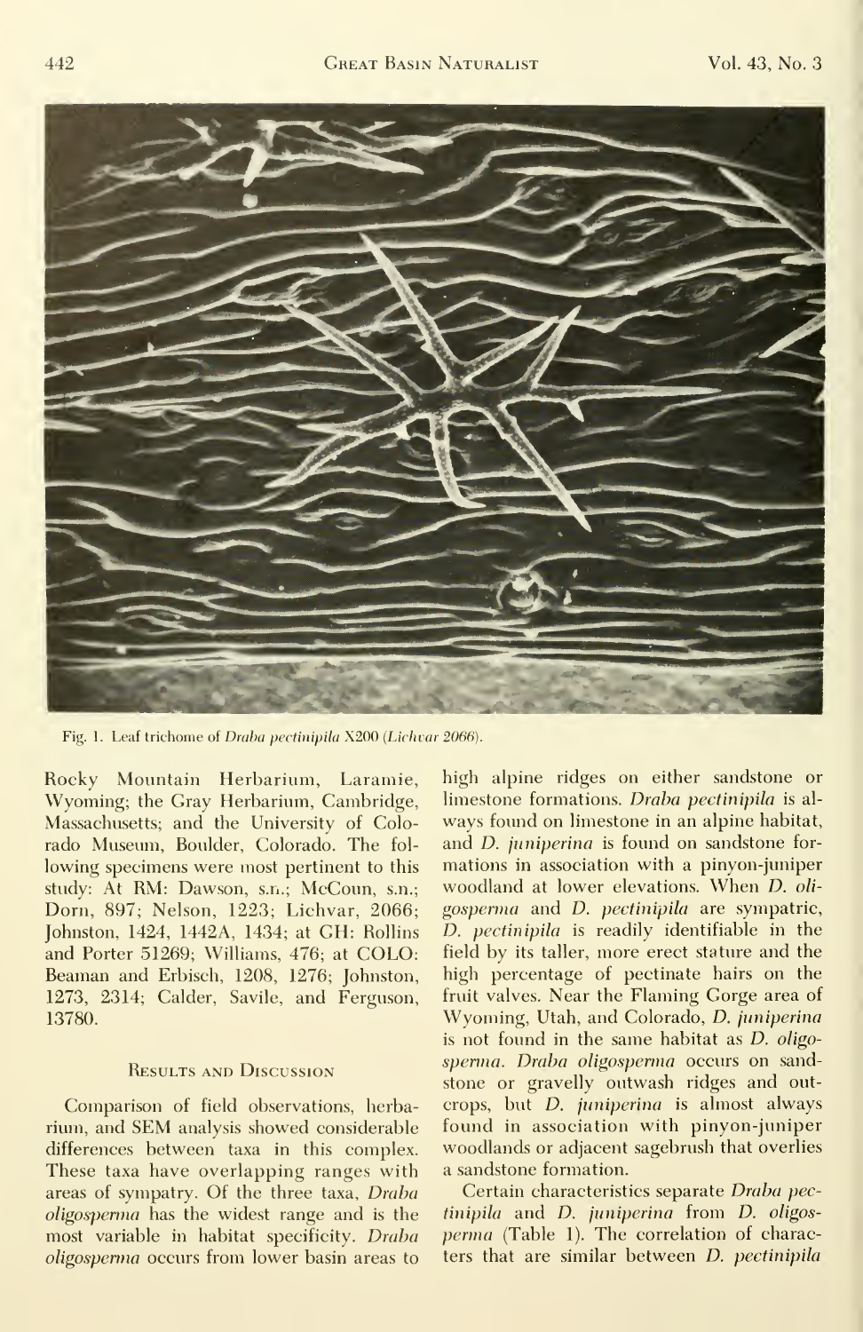Fig. 1. Leaf trichome of *Draba pectinipila* X200 (*Lichvar 2066*).

Rocky Mountain Herbarium, Laramie, Wyoming; the Gray Herbarium, Cambridge, Massachusetts; and the University of Colorado Museum, Boulder, Colorado. The following specimens were most pertinent to this study: At RM: Dawson, s.n.; McCoun, s.n.; Dorn, 897; Nelson, 1223; Lichvar, 2066; Johnston, 1424, 1442A, 1434; at GH: Rollins and Porter 51269; Williams, 476; at COLO: Beaman and Erbisch, 1208, 1276; Johnston, 1273, 2314; Calder, Savile, and Ferguson, 13780.

## Results and Discussion

Comparison of field observations, herbarium, and SEM analysis showed considerable differences between taxa in this complex. These taxa have overlapping ranges with areas of sympatry. Of the three taxa, *Draba oligosperma* has the widest range and is the most variable in habitat specificity. *Draba oligosperma* occurs from lower basin areas to high alpine ridges on either sandstone or limestone formations. *Draba pectinipila* is always found on limestone in an alpine habitat, and *D. juniperina* is found on sandstone formations in association with a pinyon-juniper woodland at lower elevations. When *D. oligosperma* and *D. pectinipila* are sympatric, *D. pectinipila* is readily identifiable in the field by its taller, more erect stature and the high percentage of pectinate hairs on the fruit valves. Near the Flaming Gorge area of Wyoming, Utah, and Colorado, *D. juniperina* is not found in the same habitat as *D. oligosperma*. *Draba oligosperma* occurs on sandstone or gravelly outwash ridges and outcrops, but *D. juniperina* is almost always found in association with pinyon-juniper woodlands or adjacent sagebrush that overlies a sandstone formation.

Certain characteristics separate *Draba pectinipila* and *D. juniperina* from *D. oligosperma* (Table 1). The correlation of characters that are similar between *D. pectinipila*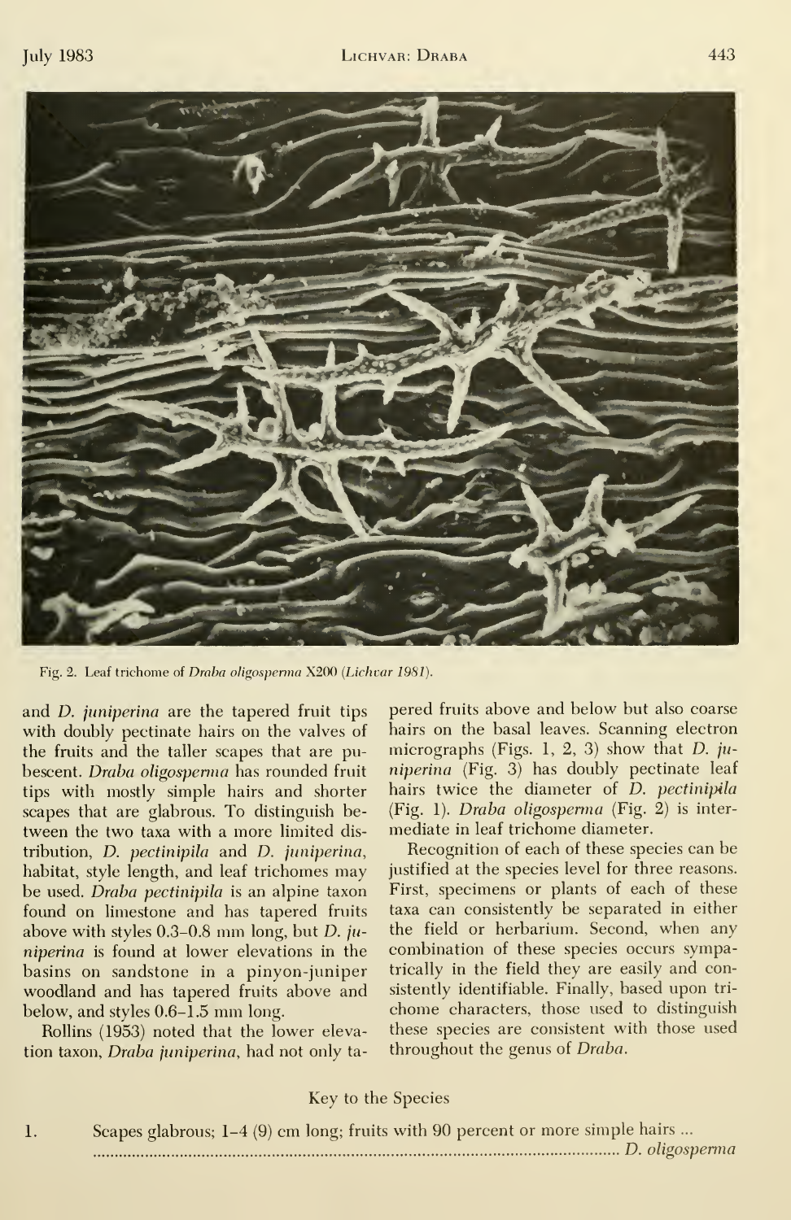Fig. 2. Leaf trichome of *Draba oligosperma* X200 (*Lichvar 1981*).

and *D. juniperina* are the tapered fruit tips with doubly pectinate hairs on the valves of the fruits and the taller scapes that are pubescent. *Draba oligosperma* has rounded fruit tips with mostly simple hairs and shorter scapes that are glabrous. To distinguish between the two taxa with a more limited distribution, *D. pectinipila* and *D. juniperina*, habitat, style length, and leaf trichomes may be used. *Draba pectinipila* is an alpine taxon found on limestone and has tapered fruits above with styles 0.3–0.8 mm long, but *D. juniperina* is found at lower elevations in the basins on sandstone in a pinyon-juniper woodland and has tapered fruits above and below, and styles 0.6–1.5 mm long.

Rollins (1953) noted that the lower elevation taxon, *Draba juniperina*, had not only tapered fruits above and below but also coarse hairs on the basal leaves. Scanning electron micrographs (Figs. 1, 2, 3) show that *D. juniperina* (Fig. 3) has doubly pectinate leaf hairs twice the diameter of *D. pectinipila* (Fig. 1). *Draba oligosperma* (Fig. 2) is intermediate in leaf trichome diameter.

Recognition of each of these species can be justified at the species level for three reasons. First, specimens or plants of each of these taxa can consistently be separated in either the field or herbarium. Second, when any combination of these species occurs sympatrically in the field they are easily and consistently identifiable. Finally, based upon trichome characters, those used to distinguish these species are consistent with those used throughout the genus of *Draba*.

## Key to the Species

1. Scapes glabrous; 1–4 (9) cm long; fruits with 90 percent or more simple hairs ... ........ *D. oligosperma*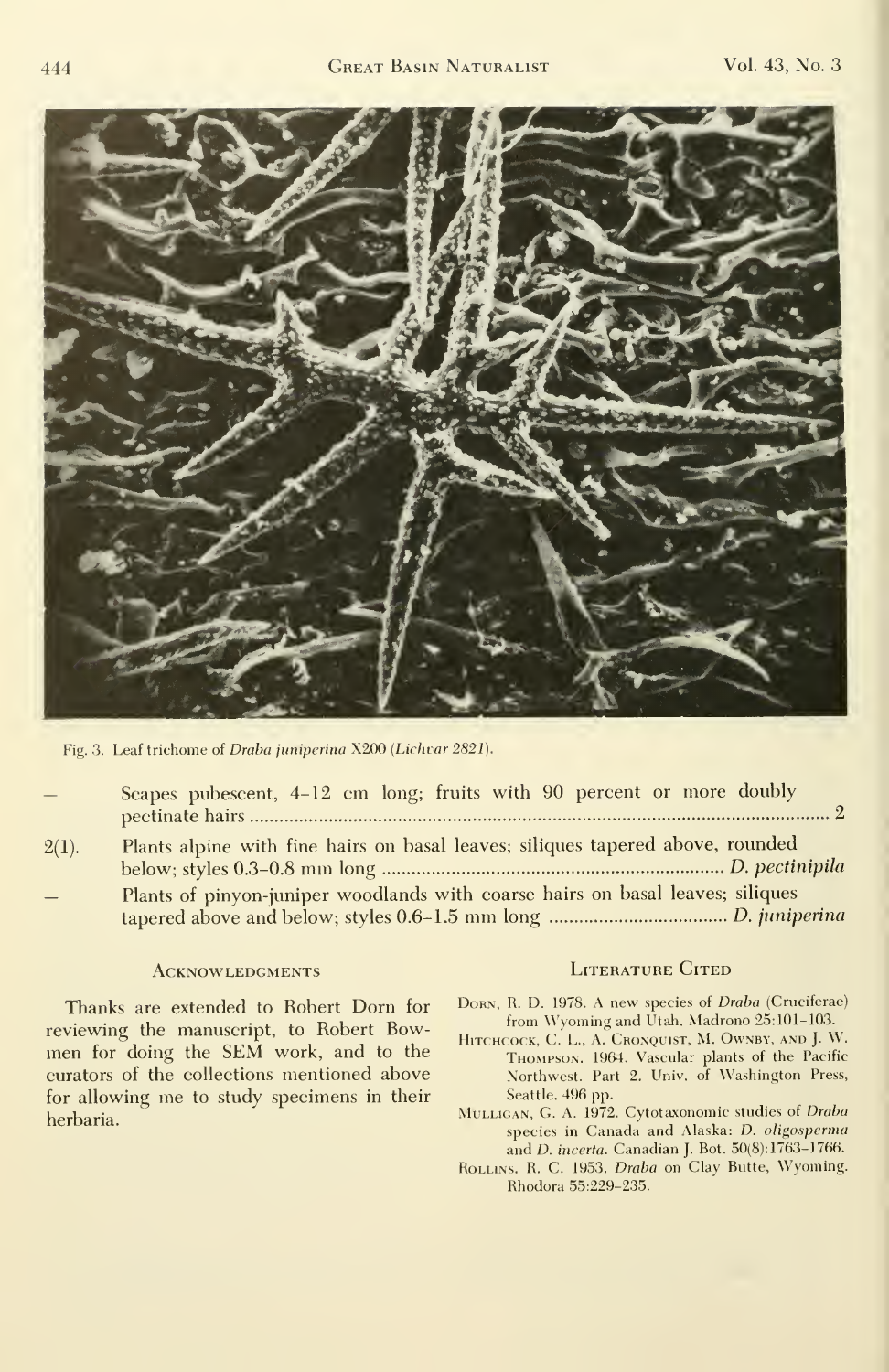Fig. 3. Leaf trichome of *Draba juniperina* X200 (*Lichvar 2821*).

— Scapes pubescent, 4–12 cm long; fruits with 90 percent or more doubly pectinate hairs ........ 2

2(1). Plants alpine with fine hairs on basal leaves; siliques tapered above, rounded below; styles 0.3–0.8 mm long ........ *D. pectinipila*

— Plants of pinyon-juniper woodlands with coarse hairs on basal leaves; siliques tapered above and below; styles 0.6–1.5 mm long ........ *D. juniperina*

## Acknowledgments

Thanks are extended to Robert Dorn for reviewing the manuscript, to Robert Bowmen for doing the SEM work, and to the curators of the collections mentioned above for allowing me to study specimens in their herbaria.

## Literature Cited

Dorn, R. D. 1978. A new species of *Draba* (Cruciferae) from Wyoming and Utah. Madrono 25:101–103.

Hitchcock, C. L., A. Cronquist, M. Ownby, and J. W. Thompson. 1964. Vascular plants of the Pacific Northwest. Part 2. Univ. of Washington Press, Seattle. 496 pp.

Mulligan, G. A. 1972. Cytotaxonomic studies of *Draba* species in Canada and Alaska: *D. oligosperma* and *D. incerta*. Canadian J. Bot. 50(8):1763–1766.

Rollins, R. C. 1953. *Draba* on Clay Butte, Wyoming. Rhodora 55:229–235.